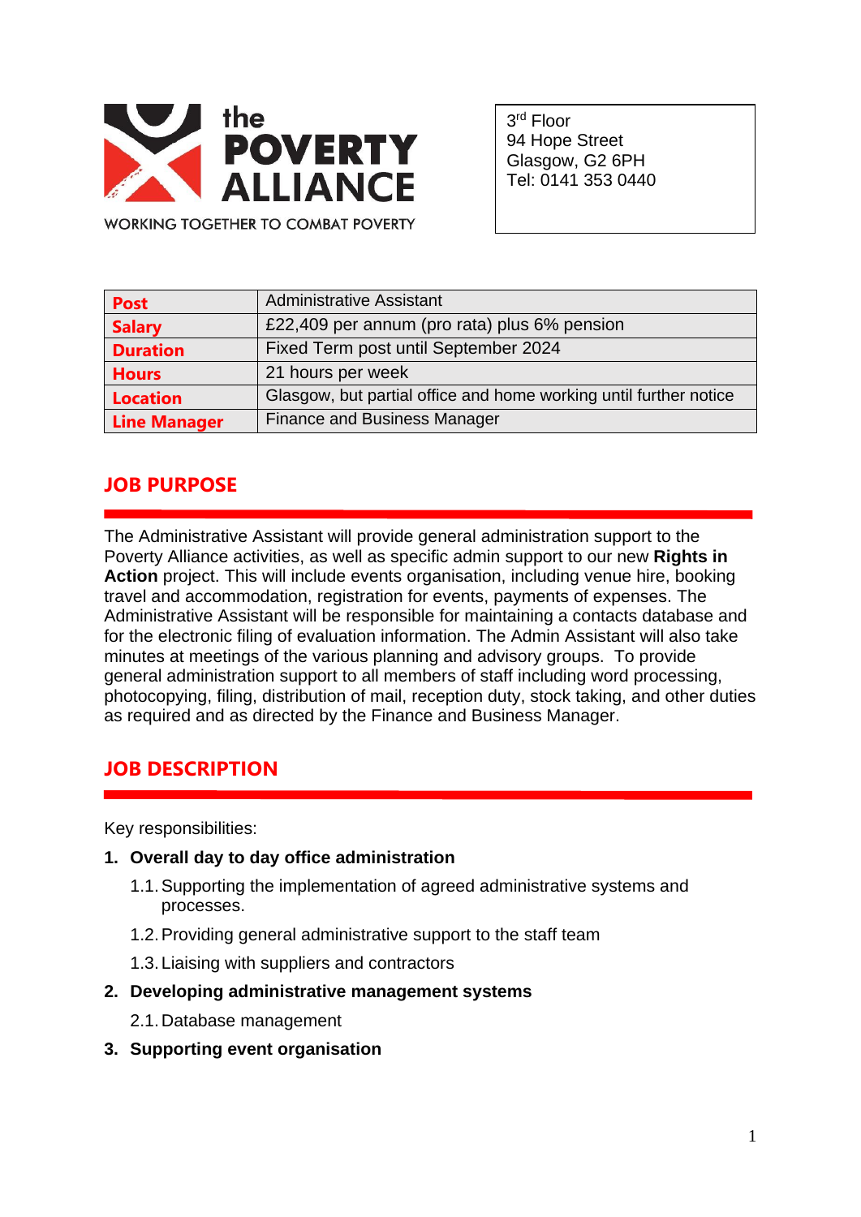the POVERTY ALLIANCE

WORKING TOGETHER TO COMBAT POVERTY

3rd Floor
94 Hope Street
Glasgow, G2 6PH
Tel: 0141 353 0440

| | |
|---|---|
| **Post** | Administrative Assistant |
| **Salary** | £22,409 per annum (pro rata) plus 6% pension |
| **Duration** | Fixed Term post until September 2024 |
| **Hours** | 21 hours per week |
| **Location** | Glasgow, but partial office and home working until further notice |
| **Line Manager** | Finance and Business Manager |

## JOB PURPOSE

The Administrative Assistant will provide general administration support to the Poverty Alliance activities, as well as specific admin support to our new **Rights in Action** project. This will include events organisation, including venue hire, booking travel and accommodation, registration for events, payments of expenses. The Administrative Assistant will be responsible for maintaining a contacts database and for the electronic filing of evaluation information. The Admin Assistant will also take minutes at meetings of the various planning and advisory groups. To provide general administration support to all members of staff including word processing, photocopying, filing, distribution of mail, reception duty, stock taking, and other duties as required and as directed by the Finance and Business Manager.

## JOB DESCRIPTION

Key responsibilities:

1. **Overall day to day office administration**
   - 1.1. Supporting the implementation of agreed administrative systems and processes.
   - 1.2. Providing general administrative support to the staff team
   - 1.3. Liaising with suppliers and contractors
2. **Developing administrative management systems**
   - 2.1. Database management
3. **Supporting event organisation**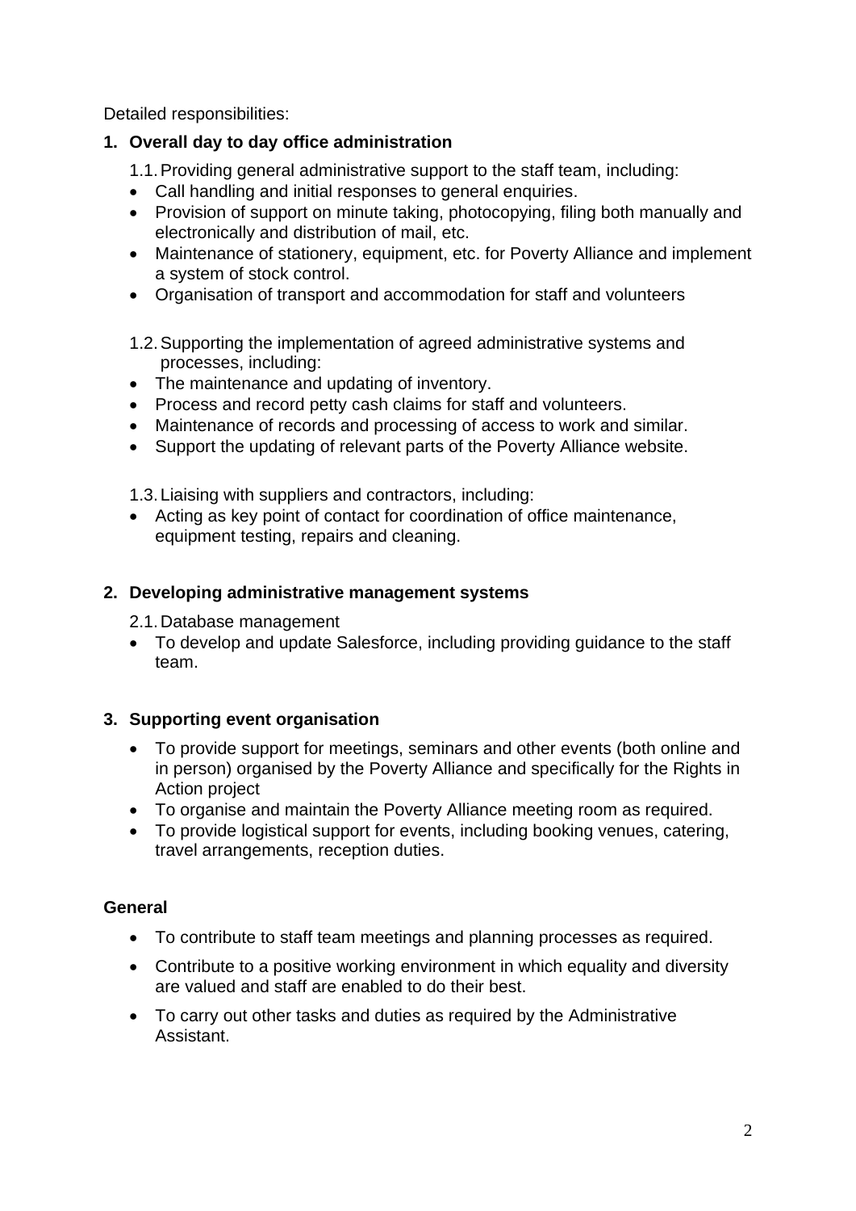Detailed responsibilities:

1. **Overall day to day office administration**

   1.1. Providing general administrative support to the staff team, including:

   - Call handling and initial responses to general enquiries.
   - Provision of support on minute taking, photocopying, filing both manually and electronically and distribution of mail, etc.
   - Maintenance of stationery, equipment, etc. for Poverty Alliance and implement a system of stock control.
   - Organisation of transport and accommodation for staff and volunteers

   1.2. Supporting the implementation of agreed administrative systems and processes, including:

   - The maintenance and updating of inventory.
   - Process and record petty cash claims for staff and volunteers.
   - Maintenance of records and processing of access to work and similar.
   - Support the updating of relevant parts of the Poverty Alliance website.

   1.3. Liaising with suppliers and contractors, including:

   - Acting as key point of contact for coordination of office maintenance, equipment testing, repairs and cleaning.

2. **Developing administrative management systems**

   2.1. Database management

   - To develop and update Salesforce, including providing guidance to the staff team.

3. **Supporting event organisation**

   - To provide support for meetings, seminars and other events (both online and in person) organised by the Poverty Alliance and specifically for the Rights in Action project
   - To organise and maintain the Poverty Alliance meeting room as required.
   - To provide logistical support for events, including booking venues, catering, travel arrangements, reception duties.

**General**

- To contribute to staff team meetings and planning processes as required.
- Contribute to a positive working environment in which equality and diversity are valued and staff are enabled to do their best.
- To carry out other tasks and duties as required by the Administrative Assistant.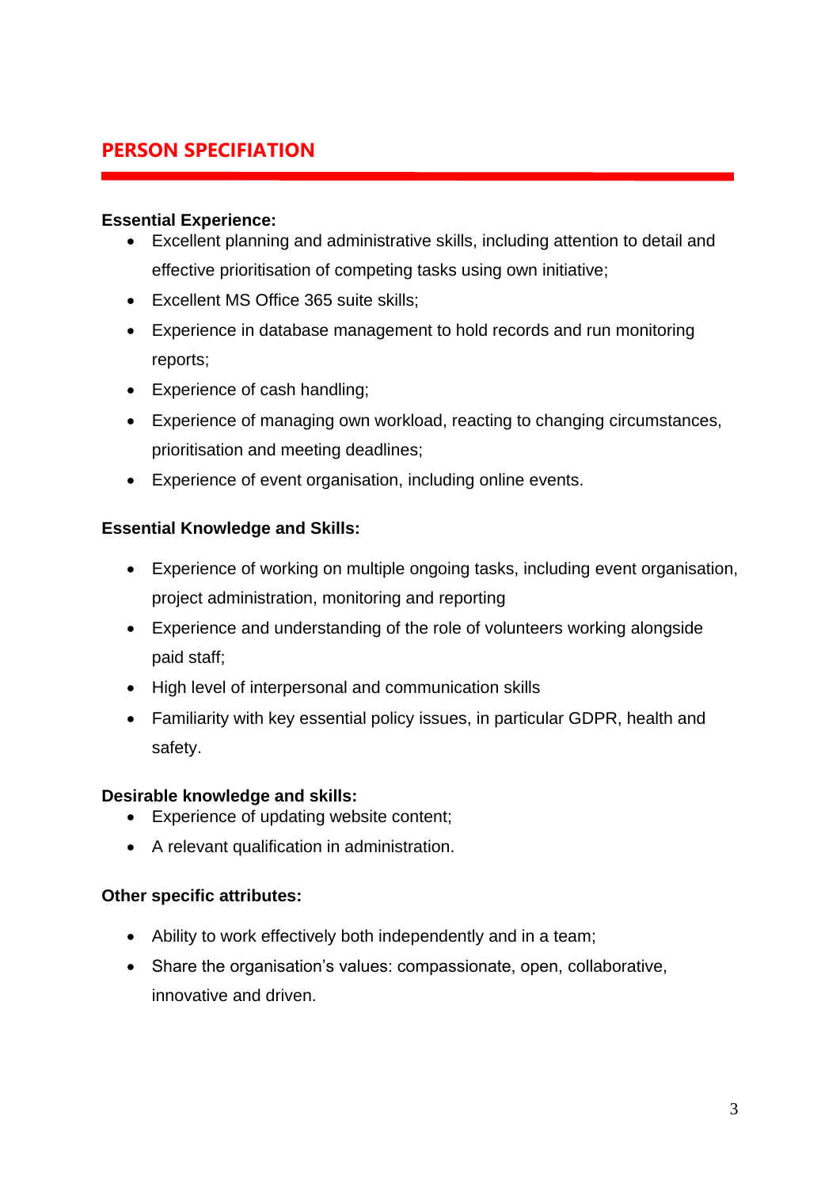## PERSON SPECIFIATION

**Essential Experience:**

- Excellent planning and administrative skills, including attention to detail and effective prioritisation of competing tasks using own initiative;
- Excellent MS Office 365 suite skills;
- Experience in database management to hold records and run monitoring reports;
- Experience of cash handling;
- Experience of managing own workload, reacting to changing circumstances, prioritisation and meeting deadlines;
- Experience of event organisation, including online events.

**Essential Knowledge and Skills:**

- Experience of working on multiple ongoing tasks, including event organisation, project administration, monitoring and reporting
- Experience and understanding of the role of volunteers working alongside paid staff;
- High level of interpersonal and communication skills
- Familiarity with key essential policy issues, in particular GDPR, health and safety.

**Desirable knowledge and skills:**

- Experience of updating website content;
- A relevant qualification in administration.

**Other specific attributes:**

- Ability to work effectively both independently and in a team;
- Share the organisation's values: compassionate, open, collaborative, innovative and driven.